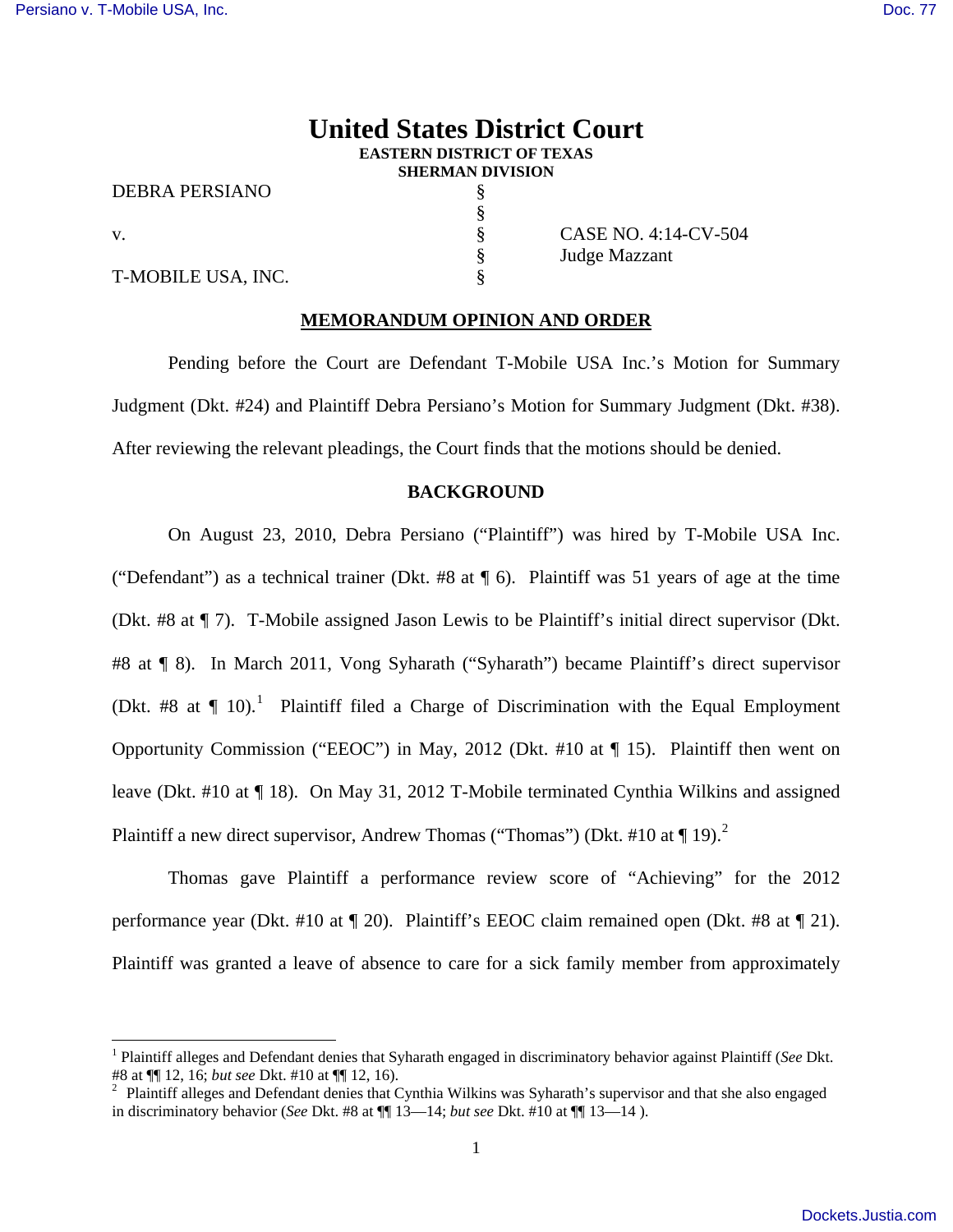# United States District Court

**EASTERN DISTRICT OF TEXAS**
**SHERMAN DIVISION**

| | | |
|---|---|---|
| DEBRA PERSIANO | § | |
| | § | |
| v. | § | CASE NO. 4:14-CV-504 |
| | § | Judge Mazzant |
| T-MOBILE USA, INC. | § | |

## MEMORANDUM OPINION AND ORDER

Pending before the Court are Defendant T-Mobile USA Inc.'s Motion for Summary Judgment (Dkt. #24) and Plaintiff Debra Persiano's Motion for Summary Judgment (Dkt. #38). After reviewing the relevant pleadings, the Court finds that the motions should be denied.

## BACKGROUND

On August 23, 2010, Debra Persiano ("Plaintiff") was hired by T-Mobile USA Inc. ("Defendant") as a technical trainer (Dkt. #8 at ¶ 6). Plaintiff was 51 years of age at the time (Dkt. #8 at ¶ 7). T-Mobile assigned Jason Lewis to be Plaintiff's initial direct supervisor (Dkt. #8 at ¶ 8). In March 2011, Vong Syharath ("Syharath") became Plaintiff's direct supervisor (Dkt. #8 at ¶ 10).[1] Plaintiff filed a Charge of Discrimination with the Equal Employment Opportunity Commission ("EEOC") in May, 2012 (Dkt. #10 at ¶ 15). Plaintiff then went on leave (Dkt. #10 at ¶ 18). On May 31, 2012 T-Mobile terminated Cynthia Wilkins and assigned Plaintiff a new direct supervisor, Andrew Thomas ("Thomas") (Dkt. #10 at ¶ 19).[2]

Thomas gave Plaintiff a performance review score of "Achieving" for the 2012 performance year (Dkt. #10 at ¶ 20). Plaintiff's EEOC claim remained open (Dkt. #8 at ¶ 21). Plaintiff was granted a leave of absence to care for a sick family member from approximately

---

[1] Plaintiff alleges and Defendant denies that Syharath engaged in discriminatory behavior against Plaintiff (*See* Dkt. #8 at ¶¶ 12, 16; *but see* Dkt. #10 at ¶¶ 12, 16).

[2] Plaintiff alleges and Defendant denies that Cynthia Wilkins was Syharath's supervisor and that she also engaged in discriminatory behavior (*See* Dkt. #8 at ¶¶ 13—14; *but see* Dkt. #10 at ¶¶ 13—14 ).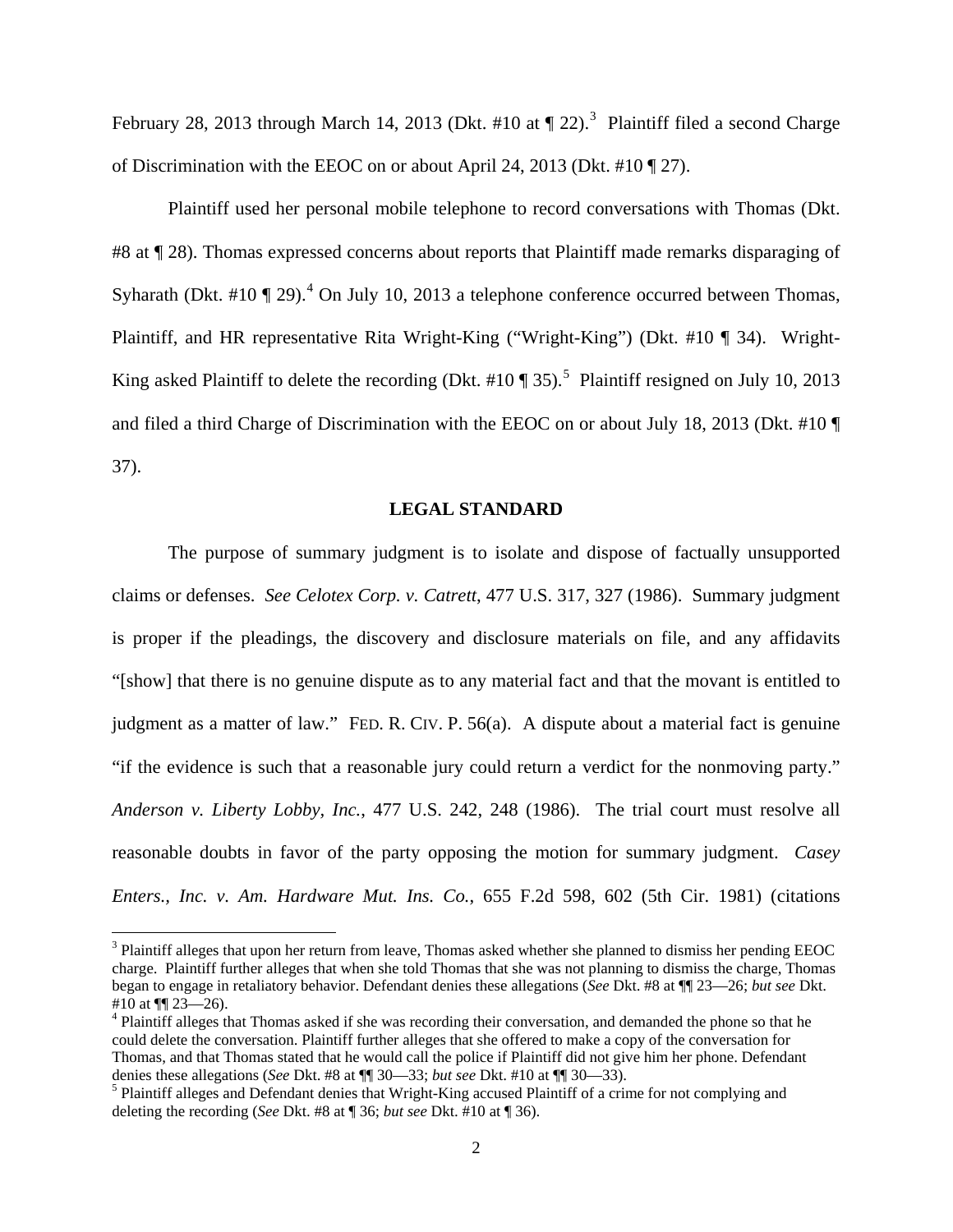February 28, 2013 through March 14, 2013 (Dkt. #10 at ¶ 22).[3] Plaintiff filed a second Charge of Discrimination with the EEOC on or about April 24, 2013 (Dkt. #10 ¶ 27).

Plaintiff used her personal mobile telephone to record conversations with Thomas (Dkt. #8 at ¶ 28). Thomas expressed concerns about reports that Plaintiff made remarks disparaging of Syharath (Dkt. #10 ¶ 29).[4] On July 10, 2013 a telephone conference occurred between Thomas, Plaintiff, and HR representative Rita Wright-King ("Wright-King") (Dkt. #10 ¶ 34). Wright-King asked Plaintiff to delete the recording (Dkt. #10 ¶ 35).[5] Plaintiff resigned on July 10, 2013 and filed a third Charge of Discrimination with the EEOC on or about July 18, 2013 (Dkt. #10 ¶ 37).

**LEGAL STANDARD**

The purpose of summary judgment is to isolate and dispose of factually unsupported claims or defenses. *See Celotex Corp. v. Catrett*, 477 U.S. 317, 327 (1986). Summary judgment is proper if the pleadings, the discovery and disclosure materials on file, and any affidavits "[show] that there is no genuine dispute as to any material fact and that the movant is entitled to judgment as a matter of law." FED. R. CIV. P. 56(a). A dispute about a material fact is genuine "if the evidence is such that a reasonable jury could return a verdict for the nonmoving party." *Anderson v. Liberty Lobby, Inc.*, 477 U.S. 242, 248 (1986). The trial court must resolve all reasonable doubts in favor of the party opposing the motion for summary judgment. *Casey Enters., Inc. v. Am. Hardware Mut. Ins. Co.*, 655 F.2d 598, 602 (5th Cir. 1981) (citations

---

[3] Plaintiff alleges that upon her return from leave, Thomas asked whether she planned to dismiss her pending EEOC charge. Plaintiff further alleges that when she told Thomas that she was not planning to dismiss the charge, Thomas began to engage in retaliatory behavior. Defendant denies these allegations (*See* Dkt. #8 at ¶¶ 23—26; *but see* Dkt. #10 at ¶¶ 23—26).

[4] Plaintiff alleges that Thomas asked if she was recording their conversation, and demanded the phone so that he could delete the conversation. Plaintiff further alleges that she offered to make a copy of the conversation for Thomas, and that Thomas stated that he would call the police if Plaintiff did not give him her phone. Defendant denies these allegations (*See* Dkt. #8 at ¶¶ 30—33; *but see* Dkt. #10 at ¶¶ 30—33).

[5] Plaintiff alleges and Defendant denies that Wright-King accused Plaintiff of a crime for not complying and deleting the recording (*See* Dkt. #8 at ¶ 36; *but see* Dkt. #10 at ¶ 36).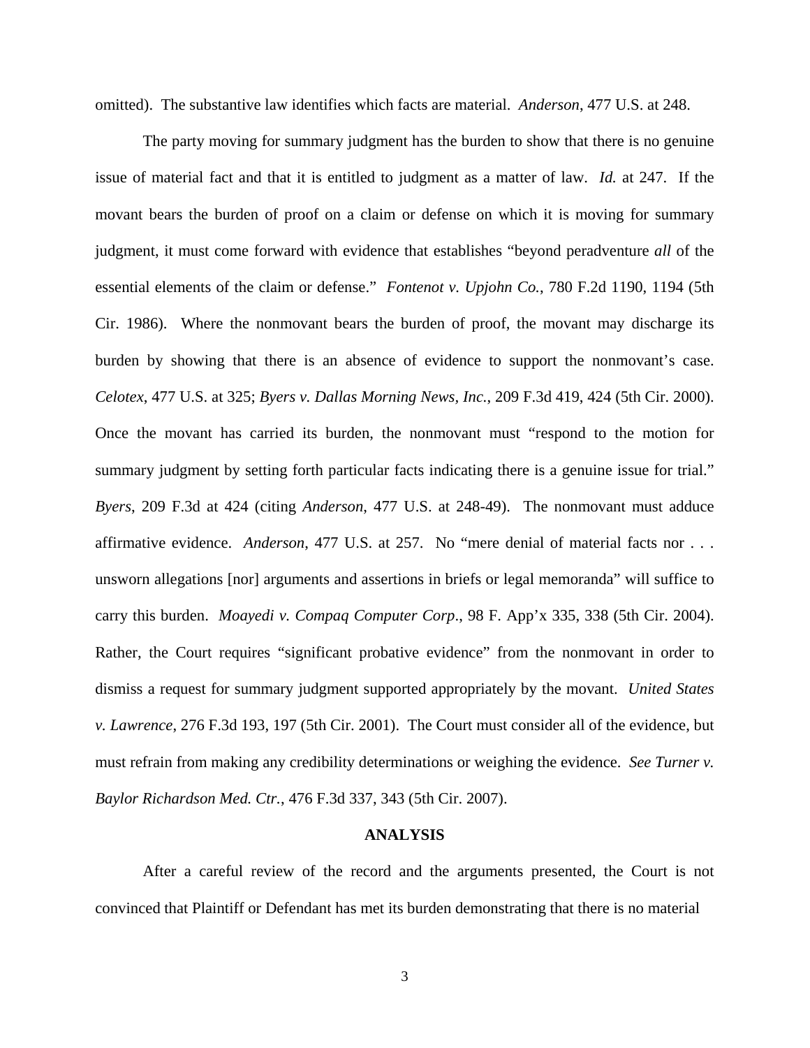omitted). The substantive law identifies which facts are material. *Anderson*, 477 U.S. at 248.

The party moving for summary judgment has the burden to show that there is no genuine issue of material fact and that it is entitled to judgment as a matter of law. *Id.* at 247. If the movant bears the burden of proof on a claim or defense on which it is moving for summary judgment, it must come forward with evidence that establishes "beyond peradventure *all* of the essential elements of the claim or defense." *Fontenot v. Upjohn Co.*, 780 F.2d 1190, 1194 (5th Cir. 1986). Where the nonmovant bears the burden of proof, the movant may discharge its burden by showing that there is an absence of evidence to support the nonmovant's case. *Celotex*, 477 U.S. at 325; *Byers v. Dallas Morning News, Inc.*, 209 F.3d 419, 424 (5th Cir. 2000). Once the movant has carried its burden, the nonmovant must "respond to the motion for summary judgment by setting forth particular facts indicating there is a genuine issue for trial." *Byers*, 209 F.3d at 424 (citing *Anderson*, 477 U.S. at 248-49). The nonmovant must adduce affirmative evidence. *Anderson*, 477 U.S. at 257. No "mere denial of material facts nor . . . unsworn allegations [nor] arguments and assertions in briefs or legal memoranda" will suffice to carry this burden. *Moayedi v. Compaq Computer Corp*., 98 F. App'x 335, 338 (5th Cir. 2004). Rather, the Court requires "significant probative evidence" from the nonmovant in order to dismiss a request for summary judgment supported appropriately by the movant. *United States v. Lawrence*, 276 F.3d 193, 197 (5th Cir. 2001). The Court must consider all of the evidence, but must refrain from making any credibility determinations or weighing the evidence. *See Turner v. Baylor Richardson Med. Ctr.*, 476 F.3d 337, 343 (5th Cir. 2007).

## ANALYSIS

After a careful review of the record and the arguments presented, the Court is not convinced that Plaintiff or Defendant has met its burden demonstrating that there is no material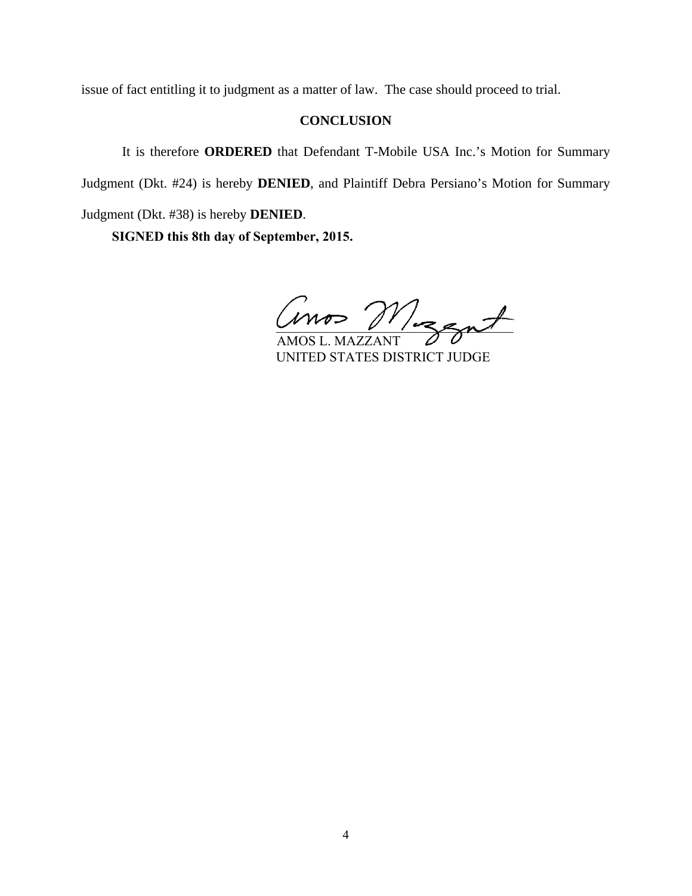issue of fact entitling it to judgment as a matter of law. The case should proceed to trial.

## CONCLUSION

It is therefore **ORDERED** that Defendant T-Mobile USA Inc.'s Motion for Summary Judgment (Dkt. #24) is hereby **DENIED**, and Plaintiff Debra Persiano's Motion for Summary Judgment (Dkt. #38) is hereby **DENIED**.

**SIGNED this 8th day of September, 2015.**

AMOS L. MAZZANT
UNITED STATES DISTRICT JUDGE